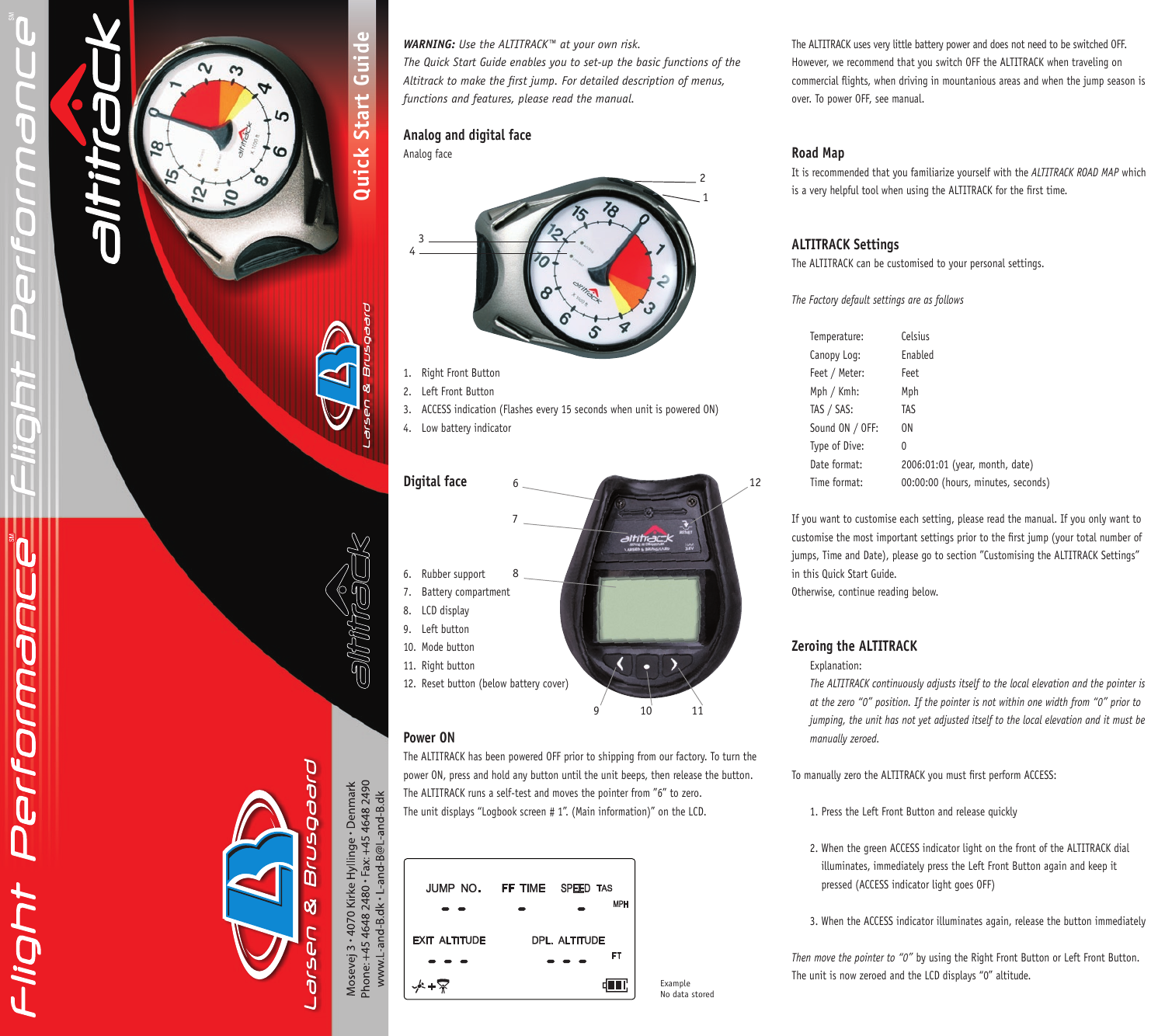# Flight Performance

# altitrack

## Quick Start Guide

Larsen & Brusgaard

Mosevej 3 • 4070 Kirke Hyllinge • Denmark
Phone: +45 4648 2480 • Fax: +45 4648 2490
www.L-and-B.dk • L-and-B@L-and-B.dk

***WARNING:*** *Use the ALTITRACK™ at your own risk.*
*The Quick Start Guide enables you to set-up the basic functions of the Altitrack to make the first jump. For detailed description of menus, functions and features, please read the manual.*

## Analog and digital face

Analog face

1. Right Front Button
2. Left Front Button
3. ACCESS indication (Flashes every 15 seconds when unit is powered ON)
4. Low battery indicator

## Digital face

6. Rubber support
7. Battery compartment
8. LCD display
9. Left button
10. Mode button
11. Right button
12. Reset button (below battery cover)

## Power ON

The ALTITRACK has been powered OFF prior to shipping from our factory. To turn the power ON, press and hold any button until the unit beeps, then release the button. The ALTITRACK runs a self-test and moves the pointer from "6" to zero.
The unit displays "Logbook screen # 1". (Main information)" on the LCD.

| JUMP NO. | FF TIME | SPEED TAS |
|---|---|---|
| - - | - | - MPH |
| EXIT ALTITUDE | | DPL. ALTITUDE |
| - - - | | - - - FT |

Example
No data stored

The ALTITRACK uses very little battery power and does not need to be switched OFF. However, we recommend that you switch OFF the ALTITRACK when traveling on commercial flights, when driving in mountainous areas and when the jump season is over. To power OFF, see manual.

## Road Map

It is recommended that you familiarize yourself with the *ALTITRACK ROAD MAP* which is a very helpful tool when using the ALTITRACK for the first time.

## ALTITRACK Settings

The ALTITRACK can be customised to your personal settings.

*The Factory default settings are as follows*

| | |
|---|---|
| Temperature: | Celsius |
| Canopy Log: | Enabled |
| Feet / Meter: | Feet |
| Mph / Kmh: | Mph |
| TAS / SAS: | TAS |
| Sound ON / OFF: | ON |
| Type of Dive: | 0 |
| Date format: | 2006:01:01 (year, month, date) |
| Time format: | 00:00:00 (hours, minutes, seconds) |

If you want to customise each setting, please read the manual. If you only want to customise the most important settings prior to the first jump (your total number of jumps, Time and Date), please go to section "Customising the ALTITRACK Settings" in this Quick Start Guide.
Otherwise, continue reading below.

## Zeroing the ALTITRACK

Explanation:
*The ALTITRACK continuously adjusts itself to the local elevation and the pointer is at the zero "0" position. If the pointer is not within one width from "0" prior to jumping, the unit has not yet adjusted itself to the local elevation and it must be manually zeroed.*

To manually zero the ALTITRACK you must first perform ACCESS:

1. Press the Left Front Button and release quickly
2. When the green ACCESS indicator light on the front of the ALTITRACK dial illuminates, immediately press the Left Front Button again and keep it pressed (ACCESS indicator light goes OFF)
3. When the ACCESS indicator illuminates again, release the button immediately

*Then move the pointer to "0"* by using the Right Front Button or Left Front Button.
The unit is now zeroed and the LCD displays "0" altitude.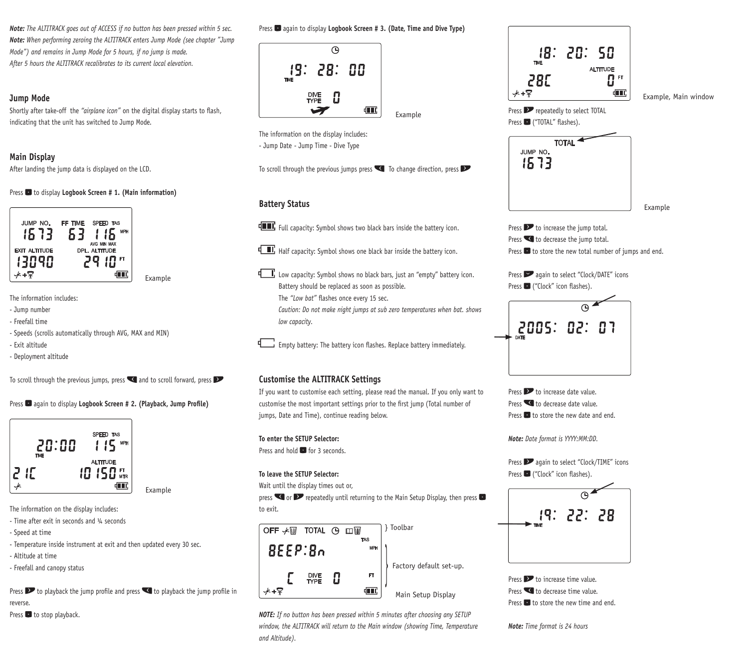*Note: The ALTITRACK goes out of ACCESS if no button has been pressed within 5 sec.*
*Note: When performing zeroing the ALTITRACK enters Jump Mode (see chapter "Jump Mode") and remains in Jump Mode for 5 hours, if no jump is made.*
*After 5 hours the ALTITRACK recalibrates to its current local elevation.*

## Jump Mode

Shortly after take-off the *"airplane icon"* on the digital display starts to flash, indicating that the unit has switched to Jump Mode.

## Main Display

After landing the jump data is displayed on the LCD.

Press ■ to display **Logbook Screen # 1. (Main information)**

JUMP NO. 1673 FF TIME 63 SPEED TAS 116 MPH
AVG MIN MAX
EXIT ALTITUDE 13090 DPL. ALTITUDE 2910 FT

Example

The information includes:
- Jump number
- Freefall time
- Speeds (scrolls automatically through AVG, MAX and MIN)
- Exit altitude
- Deployment altitude

To scroll through the previous jumps, press ◀ and to scroll forward, press ▶

Press ■ again to display **Logbook Screen # 2. (Playback, Jump Profile)**

20:00 TIME SPEED TAS 115 MPH
ALTITUDE
21C 10150 FT MTR

Example

The information on the display includes:
- Time after exit in seconds and ¼ seconds
- Speed at time
- Temperature inside instrument at exit and then updated every 30 sec.
- Altitude at time
- Freefall and canopy status

Press ▶ to playback the jump profile and press ◀ to playback the jump profile in reverse.
Press ■ to stop playback.

Press ■ again to display **Logbook Screen # 3. (Date, Time and Dive Type)**

19: 28: 00 TIME
DIVE TYPE 0

Example

The information on the display includes:
- Jump Date - Jump Time - Dive Type

To scroll through the previous jumps press ◀ To change direction, press ▶

## Battery Status

Full capacity: Symbol shows two black bars inside the battery icon.

Half capacity: Symbol shows one black bar inside the battery icon.

Low capacity: Symbol shows no black bars, just an "empty" battery icon. Battery should be replaced as soon as possible.
The *"Low bat"* flashes once every 15 sec.
*Caution: Do not make night jumps at sub zero temperatures when bat. shows low capacity.*

Empty battery: The battery icon flashes. Replace battery immediately.

## Customise the ALTITRACK Settings

If you want to customise each setting, please read the manual. If you only want to customise the most important settings prior to the first jump (Total number of jumps, Date and Time), continue reading below.

**To enter the SETUP Selector:**
Press and hold ■ for 3 seconds.

**To leave the SETUP Selector:**
Wait until the display times out or,
press ◀ or ▶ repeatedly until returning to the Main Setup Display, then press ■ to exit.

OFF TOTAL } Toolbar
TAS
BEEP:8n MPH
C DIVE TYPE 0 FT
Factory default set-up.

Main Setup Display

*NOTE: If no button has been pressed within 5 minutes after choosing any SETUP window, the ALTITRACK will return to the Main window (showing Time, Temperature and Altitude).*

18: 20: 50 TIME
ALTITUDE
28C 0 FT

Example, Main window

Press ▶ repeatedly to select TOTAL
Press ■ ("TOTAL" flashes).

TOTAL
JUMP NO.
1673

Example

Press ▶ to increase the jump total.
Press ◀ to decrease the jump total.
Press ■ to store the new total number of jumps and end.

Press ▶ again to select "Clock/DATE" icons
Press ■ ("Clock" icon flashes).

2005: 02: 07
DATE

Press ▶ to increase date value.
Press ◀ to decrease date value.
Press ■ to store the new date and end.

***Note:*** *Date format is YYYY:MM:DD.*

Press ▶ again to select "Clock/TIME" icons
Press ■ ("Clock" icon flashes).

19: 22: 28
TIME

Press ▶ to increase time value.
Press ◀ to decrease time value.
Press ■ to store the new time and end.

***Note:*** *Time format is 24 hours*